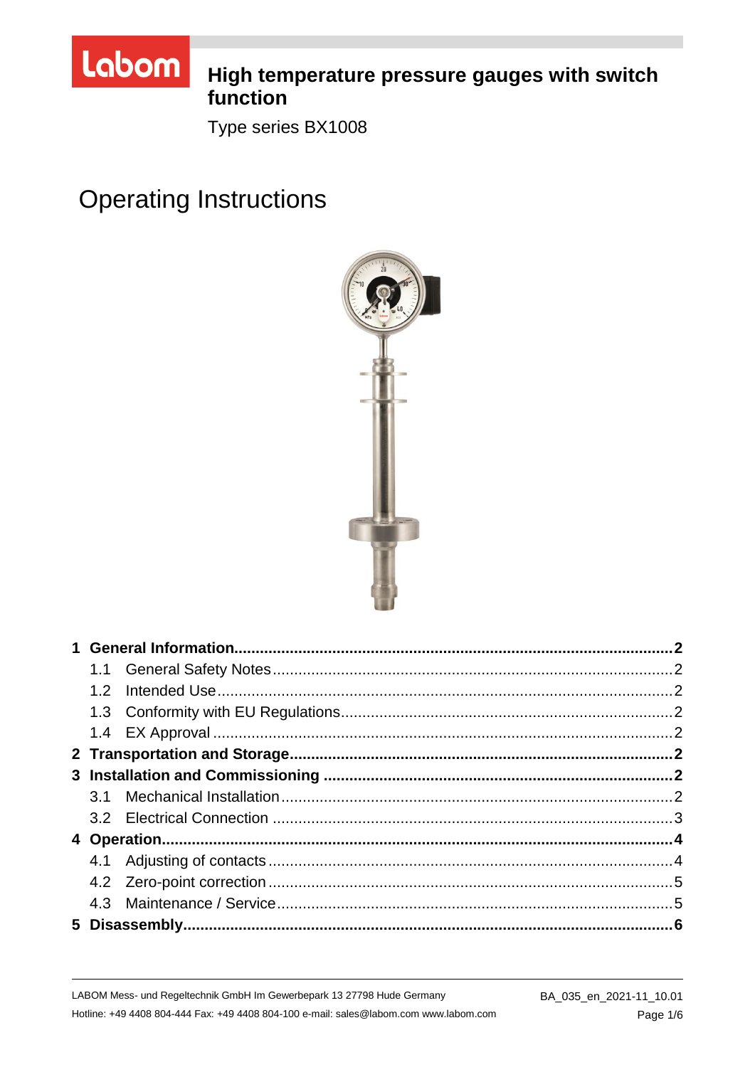# High temperature pressure gauges with switch function

Type series BX1008

# Operating Instructions

**1 General Information....................................................2**
- 1.1 General Safety Notes....................................................2
- 1.2 Intended Use....................................................2
- 1.3 Conformity with EU Regulations....................................................2
- 1.4 EX Approval....................................................2

**2 Transportation and Storage....................................................2**

**3 Installation and Commissioning....................................................2**
- 3.1 Mechanical Installation....................................................2
- 3.2 Electrical Connection....................................................3

**4 Operation....................................................4**
- 4.1 Adjusting of contacts....................................................4
- 4.2 Zero-point correction....................................................5
- 4.3 Maintenance / Service....................................................5

**5 Disassembly....................................................6**

LABOM Mess- und Regeltechnik GmbH Im Gewerbepark 13 27798 Hude Germany
Hotline: +49 4408 804-444 Fax: +49 4408 804-100 e-mail: sales@labom.com www.labom.com

BA_035_en_2021-11_10.01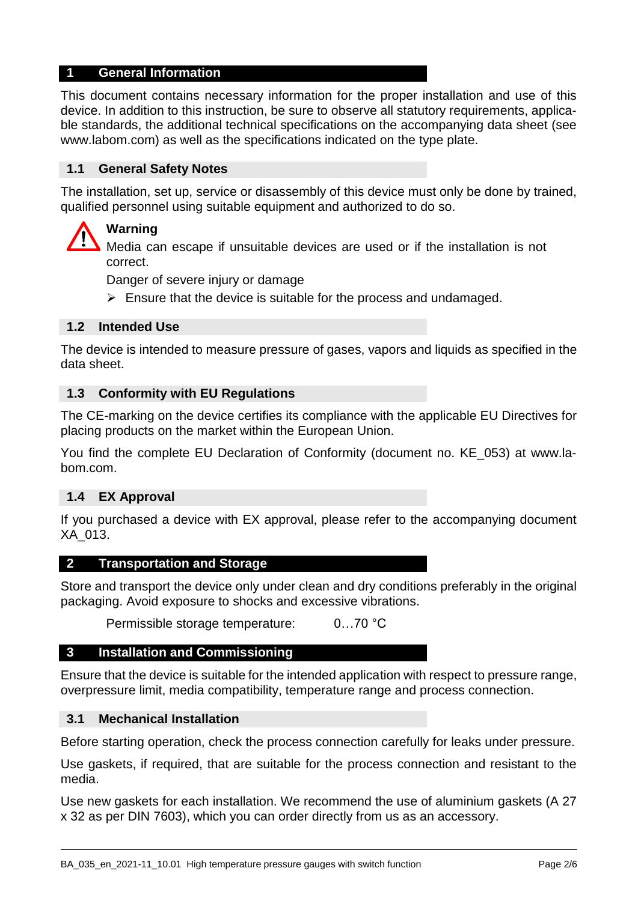# 1 General Information

This document contains necessary information for the proper installation and use of this device. In addition to this instruction, be sure to observe all statutory requirements, applicable standards, the additional technical specifications on the accompanying data sheet (see www.labom.com) as well as the specifications indicated on the type plate.

## 1.1 General Safety Notes

The installation, set up, service or disassembly of this device must only be done by trained, qualified personnel using suitable equipment and authorized to do so.

**Warning**

Media can escape if unsuitable devices are used or if the installation is not correct.

Danger of severe injury or damage

- Ensure that the device is suitable for the process and undamaged.

## 1.2 Intended Use

The device is intended to measure pressure of gases, vapors and liquids as specified in the data sheet.

## 1.3 Conformity with EU Regulations

The CE-marking on the device certifies its compliance with the applicable EU Directives for placing products on the market within the European Union.

You find the complete EU Declaration of Conformity (document no. KE_053) at www.labom.com.

## 1.4 EX Approval

If you purchased a device with EX approval, please refer to the accompanying document XA_013.

# 2 Transportation and Storage

Store and transport the device only under clean and dry conditions preferably in the original packaging. Avoid exposure to shocks and excessive vibrations.

Permissible storage temperature: 0…70 °C

# 3 Installation and Commissioning

Ensure that the device is suitable for the intended application with respect to pressure range, overpressure limit, media compatibility, temperature range and process connection.

## 3.1 Mechanical Installation

Before starting operation, check the process connection carefully for leaks under pressure.

Use gaskets, if required, that are suitable for the process connection and resistant to the media.

Use new gaskets for each installation. We recommend the use of aluminium gaskets (A 27 x 32 as per DIN 7603), which you can order directly from us as an accessory.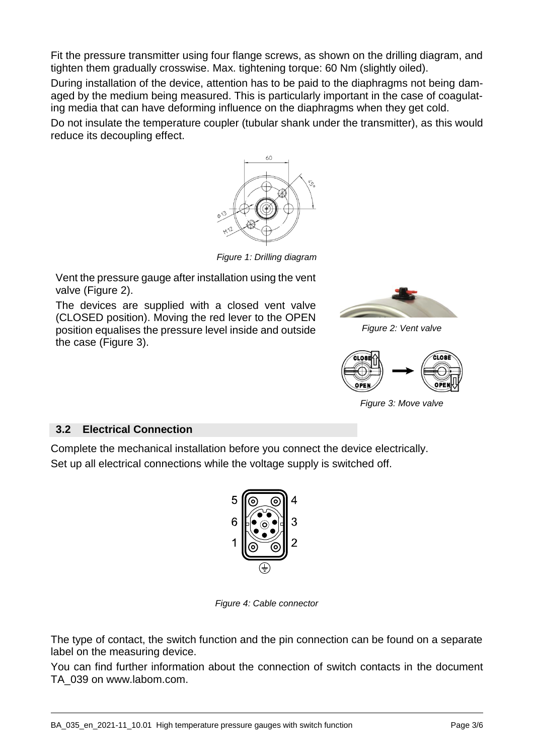Fit the pressure transmitter using four flange screws, as shown on the drilling diagram, and tighten them gradually crosswise. Max. tightening torque: 60 Nm (slightly oiled).

During installation of the device, attention has to be paid to the diaphragms not being damaged by the medium being measured. This is particularly important in the case of coagulating media that can have deforming influence on the diaphragms when they get cold.

Do not insulate the temperature coupler (tubular shank under the transmitter), as this would reduce its decoupling effect.

*Figure 1: Drilling diagram*

Vent the pressure gauge after installation using the vent valve (Figure 2).

The devices are supplied with a closed vent valve (CLOSED position). Moving the red lever to the OPEN position equalises the pressure level inside and outside the case (Figure 3).

*Figure 2: Vent valve*

*Figure 3: Move valve*

## 3.2 Electrical Connection

Complete the mechanical installation before you connect the device electrically.

Set up all electrical connections while the voltage supply is switched off.

*Figure 4: Cable connector*

The type of contact, the switch function and the pin connection can be found on a separate label on the measuring device.

You can find further information about the connection of switch contacts in the document TA_039 on www.labom.com.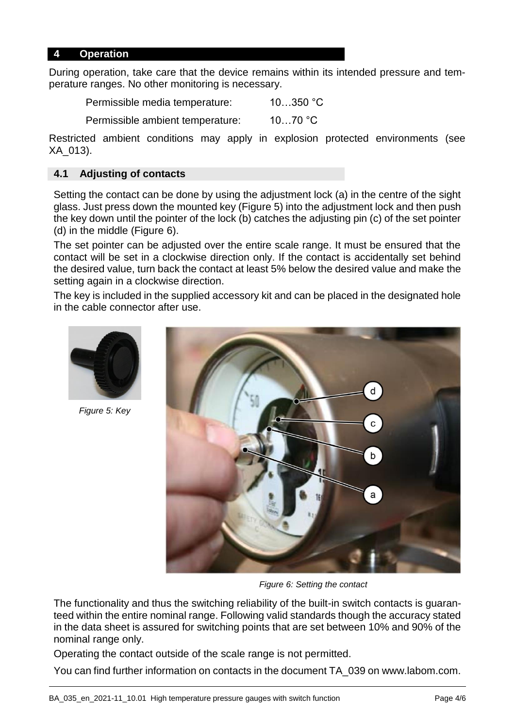## 4 Operation

During operation, take care that the device remains within its intended pressure and temperature ranges. No other monitoring is necessary.

Permissible media temperature: 10…350 °C

Permissible ambient temperature: 10…70 °C

Restricted ambient conditions may apply in explosion protected environments (see XA_013).

### 4.1 Adjusting of contacts

Setting the contact can be done by using the adjustment lock (a) in the centre of the sight glass. Just press down the mounted key (Figure 5) into the adjustment lock and then push the key down until the pointer of the lock (b) catches the adjusting pin (c) of the set pointer (d) in the middle (Figure 6).

The set pointer can be adjusted over the entire scale range. It must be ensured that the contact will be set in a clockwise direction only. If the contact is accidentally set behind the desired value, turn back the contact at least 5% below the desired value and make the setting again in a clockwise direction.

The key is included in the supplied accessory kit and can be placed in the designated hole in the cable connector after use.

*Figure 5: Key*

*Figure 6: Setting the contact*

The functionality and thus the switching reliability of the built-in switch contacts is guaranteed within the entire nominal range. Following valid standards though the accuracy stated in the data sheet is assured for switching points that are set between 10% and 90% of the nominal range only.

Operating the contact outside of the scale range is not permitted.

You can find further information on contacts in the document TA_039 on www.labom.com.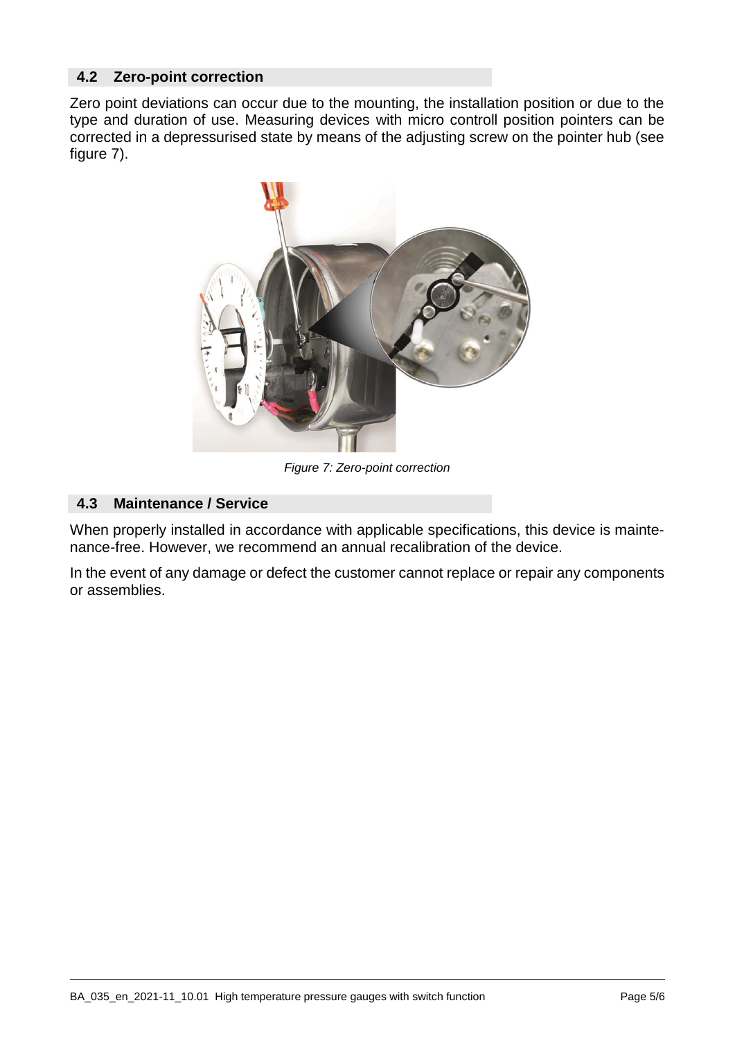## 4.2 Zero-point correction

Zero point deviations can occur due to the mounting, the installation position or due to the type and duration of use. Measuring devices with micro controll position pointers can be corrected in a depressurised state by means of the adjusting screw on the pointer hub (see figure 7).

*Figure 7: Zero-point correction*

## 4.3 Maintenance / Service

When properly installed in accordance with applicable specifications, this device is maintenance-free. However, we recommend an annual recalibration of the device.

In the event of any damage or defect the customer cannot replace or repair any components or assemblies.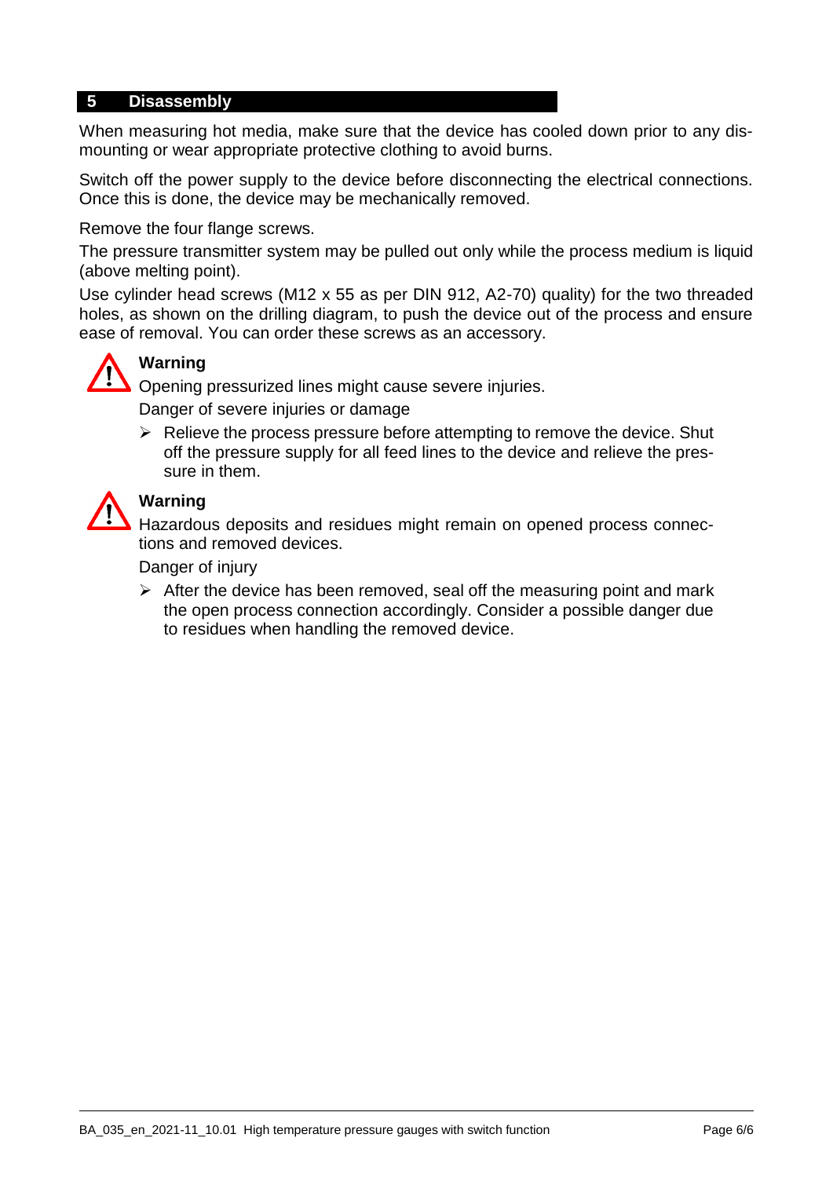## 5 Disassembly

When measuring hot media, make sure that the device has cooled down prior to any dismounting or wear appropriate protective clothing to avoid burns.

Switch off the power supply to the device before disconnecting the electrical connections. Once this is done, the device may be mechanically removed.

Remove the four flange screws.

The pressure transmitter system may be pulled out only while the process medium is liquid (above melting point).

Use cylinder head screws (M12 x 55 as per DIN 912, A2-70) quality) for the two threaded holes, as shown on the drilling diagram, to push the device out of the process and ensure ease of removal. You can order these screws as an accessory.

**Warning**

Opening pressurized lines might cause severe injuries.

Danger of severe injuries or damage

- Relieve the process pressure before attempting to remove the device. Shut off the pressure supply for all feed lines to the device and relieve the pressure in them.

**Warning**

Hazardous deposits and residues might remain on opened process connections and removed devices.

Danger of injury

- After the device has been removed, seal off the measuring point and mark the open process connection accordingly. Consider a possible danger due to residues when handling the removed device.